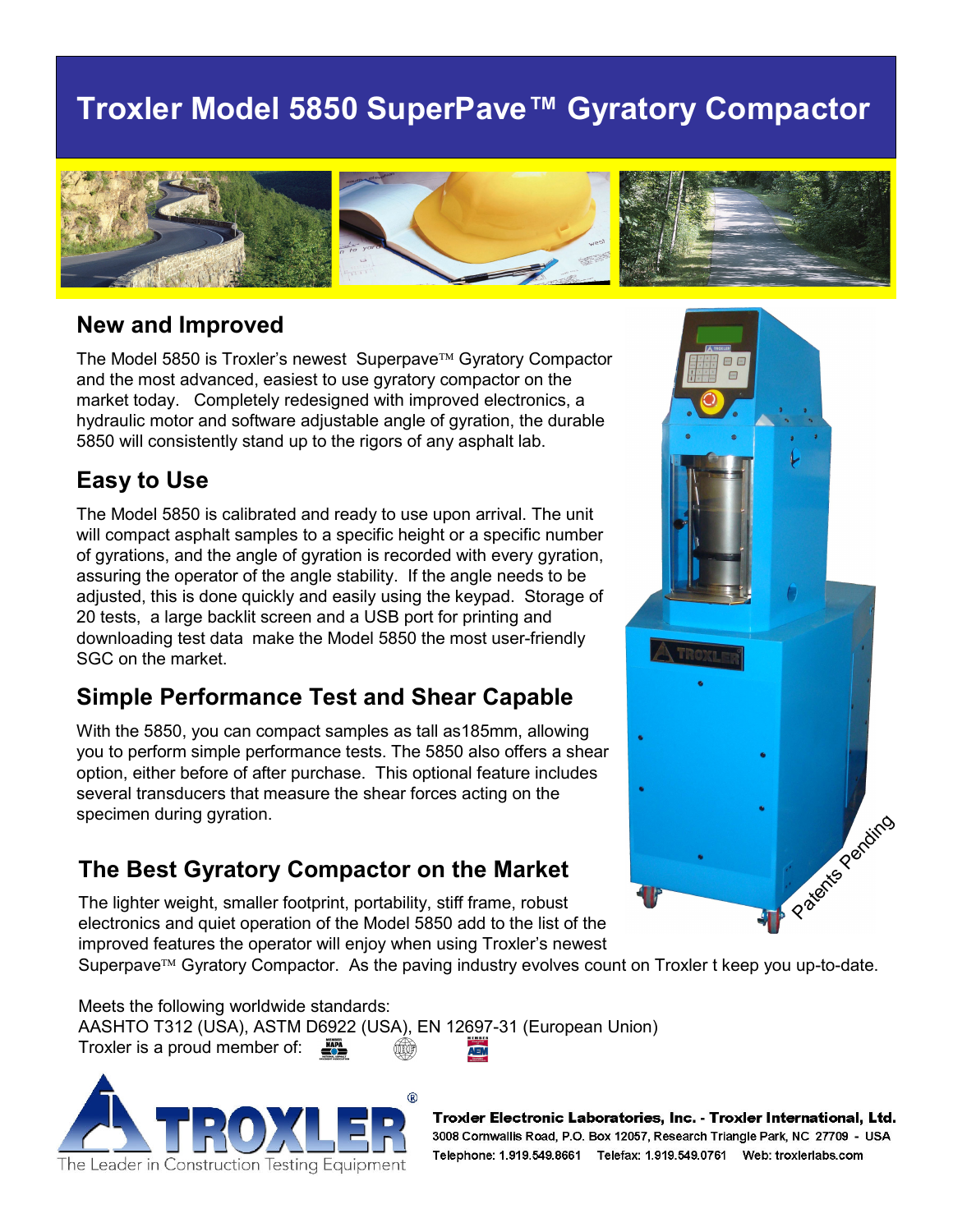# Troxler Model 5850 SuperPave™ Gyratory Compactor

## New and Improved

The Model 5850 is Troxler's newest Superpave™ Gyratory Compactor and the most advanced, easiest to use gyratory compactor on the market today. Completely redesigned with improved electronics, a hydraulic motor and software adjustable angle of gyration, the durable 5850 will consistently stand up to the rigors of any asphalt lab.

## Easy to Use

The Model 5850 is calibrated and ready to use upon arrival. The unit will compact asphalt samples to a specific height or a specific number of gyrations, and the angle of gyration is recorded with every gyration, assuring the operator of the angle stability. If the angle needs to be adjusted, this is done quickly and easily using the keypad. Storage of 20 tests, a large backlit screen and a USB port for printing and downloading test data make the Model 5850 the most user-friendly SGC on the market.

## Simple Performance Test and Shear Capable

With the 5850, you can compact samples as tall as185mm, allowing you to perform simple performance tests. The 5850 also offers a shear option, either before of after purchase. This optional feature includes several transducers that measure the shear forces acting on the specimen during gyration.

## The Best Gyratory Compactor on the Market

The lighter weight, smaller footprint, portability, stiff frame, robust electronics and quiet operation of the Model 5850 add to the list of the improved features the operator will enjoy when using Troxler's newest Superpave™ Gyratory Compactor. As the paving industry evolves count on Troxler t keep you up-to-date.

Patents Pending

Meets the following worldwide standards:
AASHTO T312 (USA), ASTM D6922 (USA), EN 12697-31 (European Union)
Troxler is a proud member of:

TROXLER®
The Leader in Construction Testing Equipment

**Troxler Electronic Laboratories, Inc. - Troxler International, Ltd.**
3008 Cornwallis Road, P.O. Box 12057, Research Triangle Park, NC 27709 - USA
Telephone: 1.919.549.8661 Telefax: 1.919.549.0761 Web: troxlerlabs.com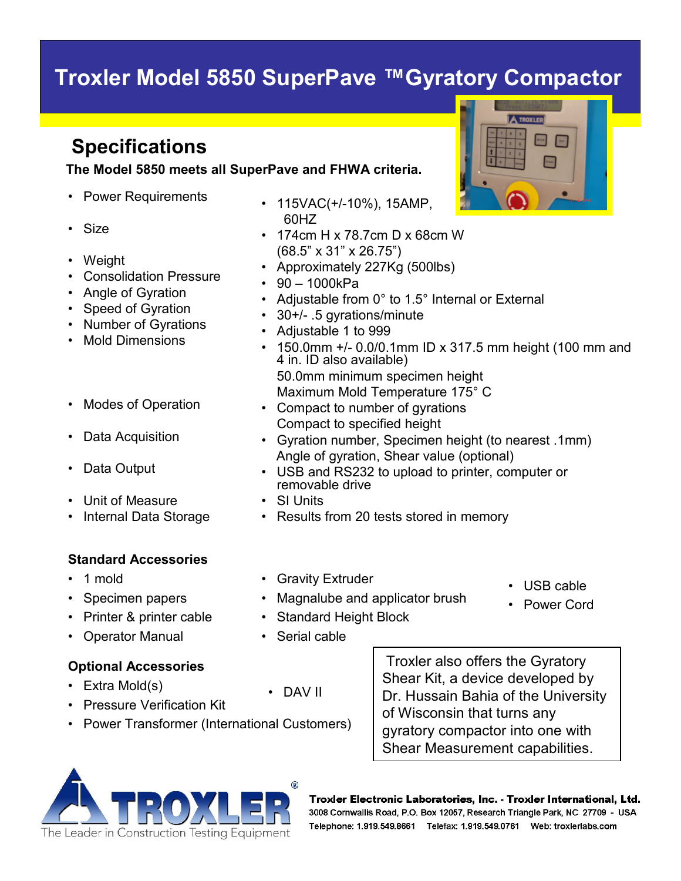# Troxler Model 5850 SuperPave ™Gyratory Compactor

## Specifications

**The Model 5850 meets all SuperPave and FHWA criteria.**

| | |
|---|---|
| Power Requirements | 115VAC(+/-10%), 15AMP, 60HZ |
| Size | 174cm H x 78.7cm D x 68cm W (68.5" x 31" x 26.75") |
| Weight | Approximately 227Kg (500lbs) |
| Consolidation Pressure | 90 – 1000kPa |
| Angle of Gyration | Adjustable from 0° to 1.5° Internal or External |
| Speed of Gyration | 30+/- .5 gyrations/minute |
| Number of Gyrations | Adjustable 1 to 999 |
| Mold Dimensions | 150.0mm +/- 0.0/0.1mm ID x 317.5 mm height (100 mm and 4 in. ID also available)<br>50.0mm minimum specimen height<br>Maximum Mold Temperature 175° C |
| Modes of Operation | Compact to number of gyrations<br>Compact to specified height |
| Data Acquisition | Gyration number, Specimen height (to nearest .1mm)<br>Angle of gyration, Shear value (optional) |
| Data Output | USB and RS232 to upload to printer, computer or removable drive |
| Unit of Measure | SI Units |
| Internal Data Storage | Results from 20 tests stored in memory |

### Standard Accessories

- 1 mold
- Specimen papers
- Printer & printer cable
- Operator Manual
- Gravity Extruder
- Magnalube and applicator brush
- Standard Height Block
- Serial cable
- USB cable
- Power Cord

### Optional Accessories

- Extra Mold(s)
- Pressure Verification Kit
- Power Transformer (International Customers)
- DAV II

Troxler also offers the Gyratory Shear Kit, a device developed by Dr. Hussain Bahia of the University of Wisconsin that turns any gyratory compactor into one with Shear Measurement capabilities.

TROXLER®
The Leader in Construction Testing Equipment

**Troxler Electronic Laboratories, Inc. - Troxler International, Ltd.**
3008 Cornwallis Road, P.O. Box 12057, Research Triangle Park, NC 27709 - USA
Telephone: 1.919.549.8661 Telefax: 1.919.549.0761 Web: troxlerlabs.com